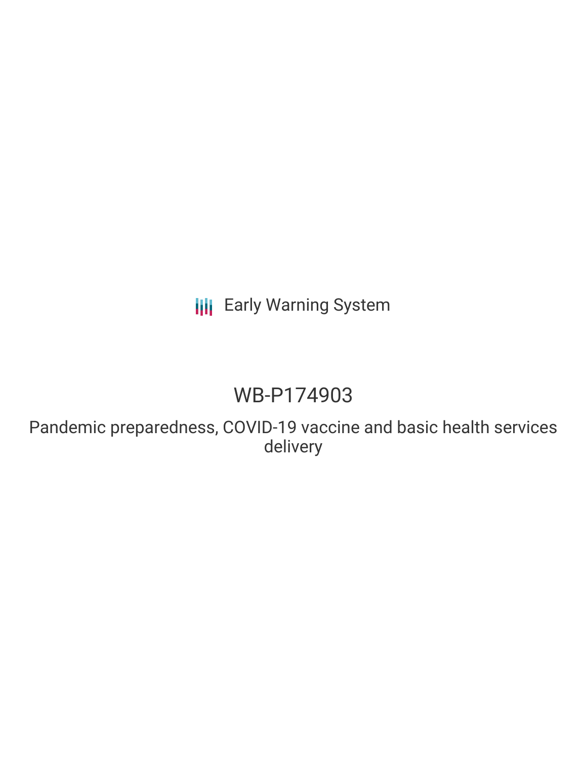Early Warning System

# WB-P174903

Pandemic preparedness, COVID-19 vaccine and basic health services delivery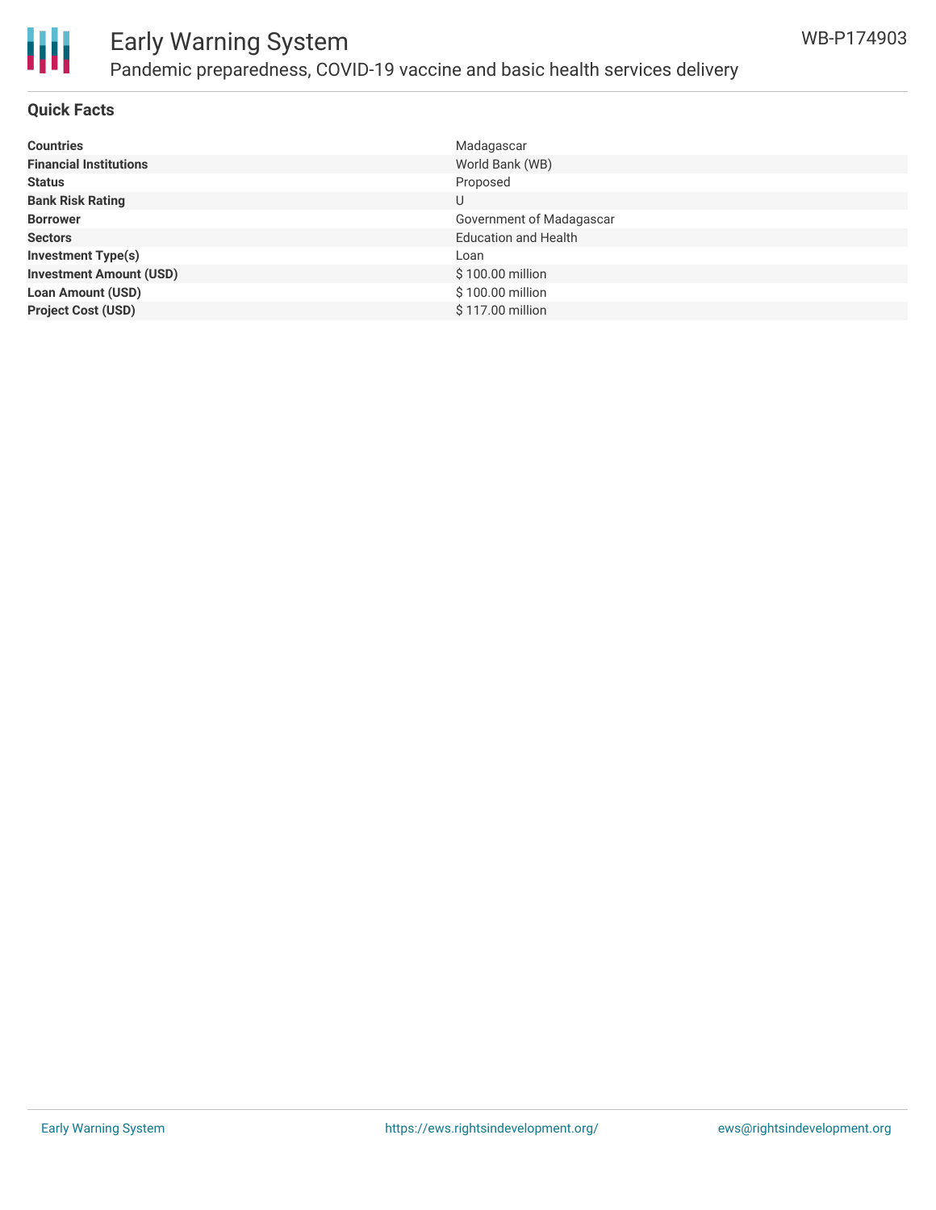## Quick Facts

| | |
|---|---|
| **Countries** | Madagascar |
| **Financial Institutions** | World Bank (WB) |
| **Status** | Proposed |
| **Bank Risk Rating** | U |
| **Borrower** | Government of Madagascar |
| **Sectors** | Education and Health |
| **Investment Type(s)** | Loan |
| **Investment Amount (USD)** | $ 100.00 million |
| **Loan Amount (USD)** | $ 100.00 million |
| **Project Cost (USD)** | $ 117.00 million |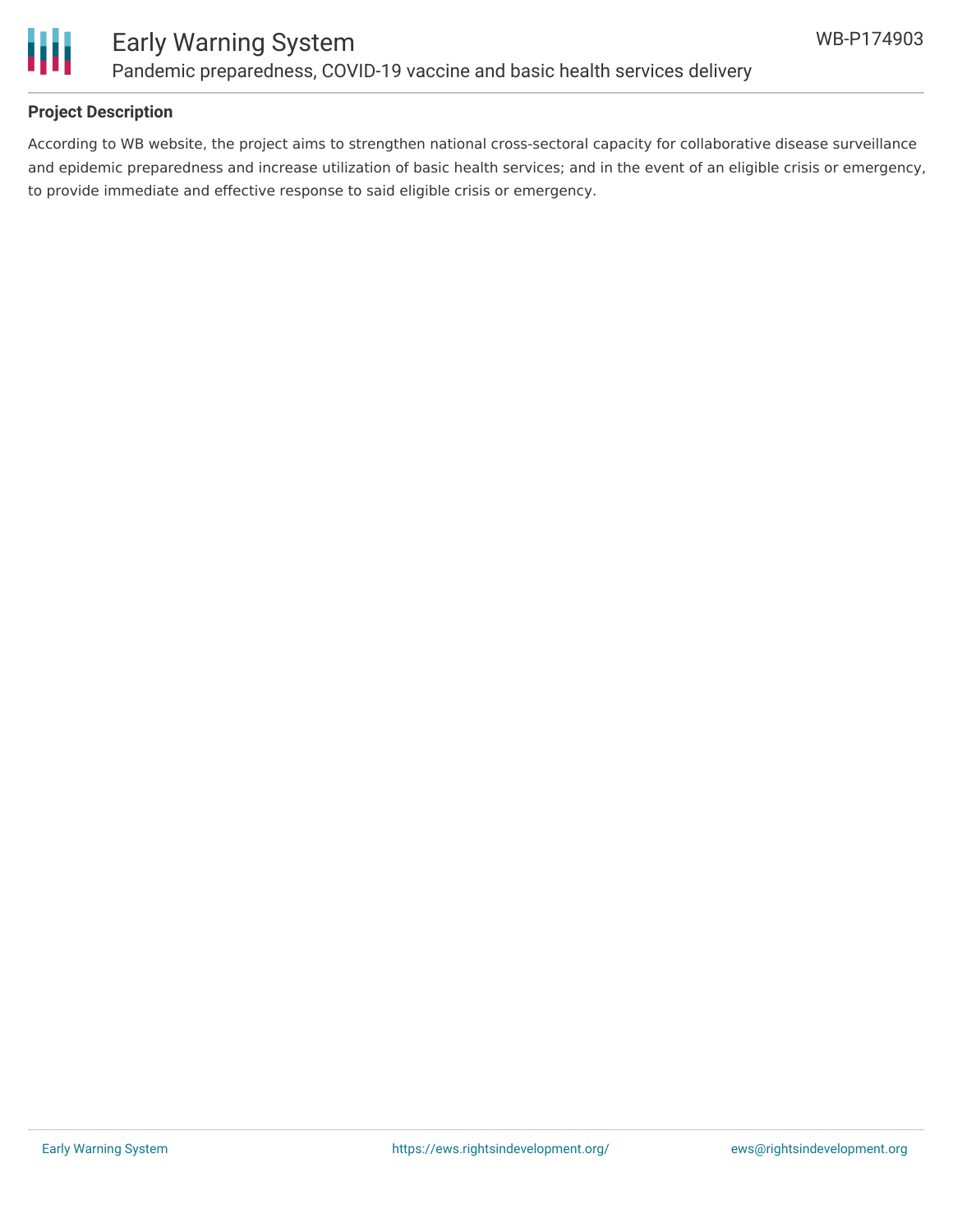## Project Description

According to WB website, the project aims to strengthen national cross-sectoral capacity for collaborative disease surveillance and epidemic preparedness and increase utilization of basic health services; and in the event of an eligible crisis or emergency, to provide immediate and effective response to said eligible crisis or emergency.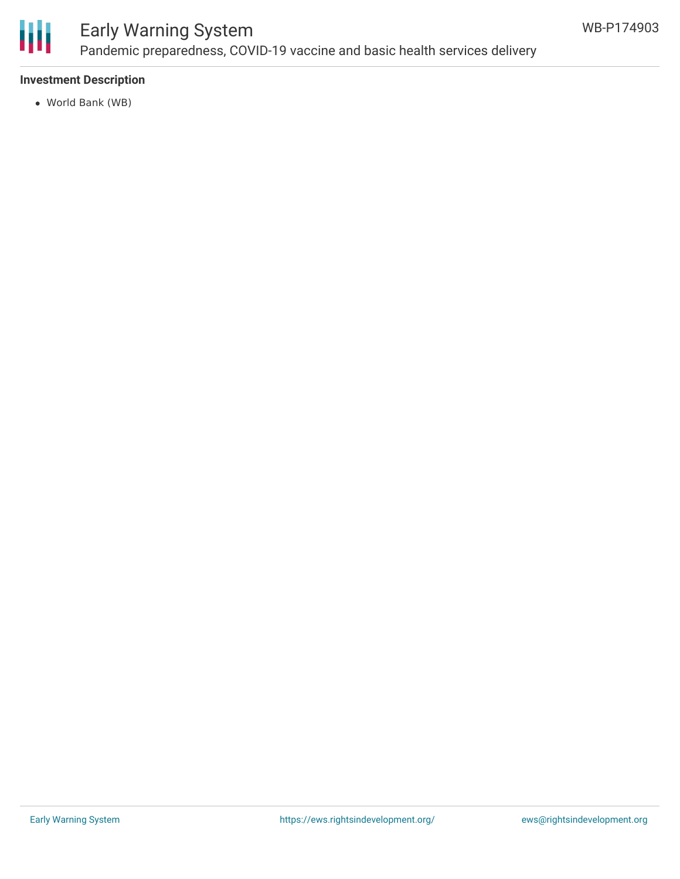**Investment Description**

- World Bank (WB)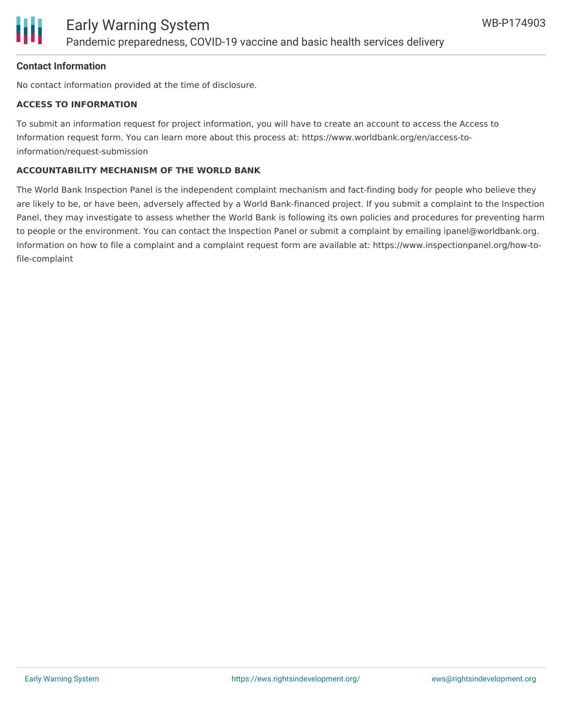**Contact Information**

No contact information provided at the time of disclosure.

**ACCESS TO INFORMATION**

To submit an information request for project information, you will have to create an account to access the Access to Information request form. You can learn more about this process at: https://www.worldbank.org/en/access-to-information/request-submission

**ACCOUNTABILITY MECHANISM OF THE WORLD BANK**

The World Bank Inspection Panel is the independent complaint mechanism and fact-finding body for people who believe they are likely to be, or have been, adversely affected by a World Bank-financed project. If you submit a complaint to the Inspection Panel, they may investigate to assess whether the World Bank is following its own policies and procedures for preventing harm to people or the environment. You can contact the Inspection Panel or submit a complaint by emailing ipanel@worldbank.org. Information on how to file a complaint and a complaint request form are available at: https://www.inspectionpanel.org/how-to-file-complaint